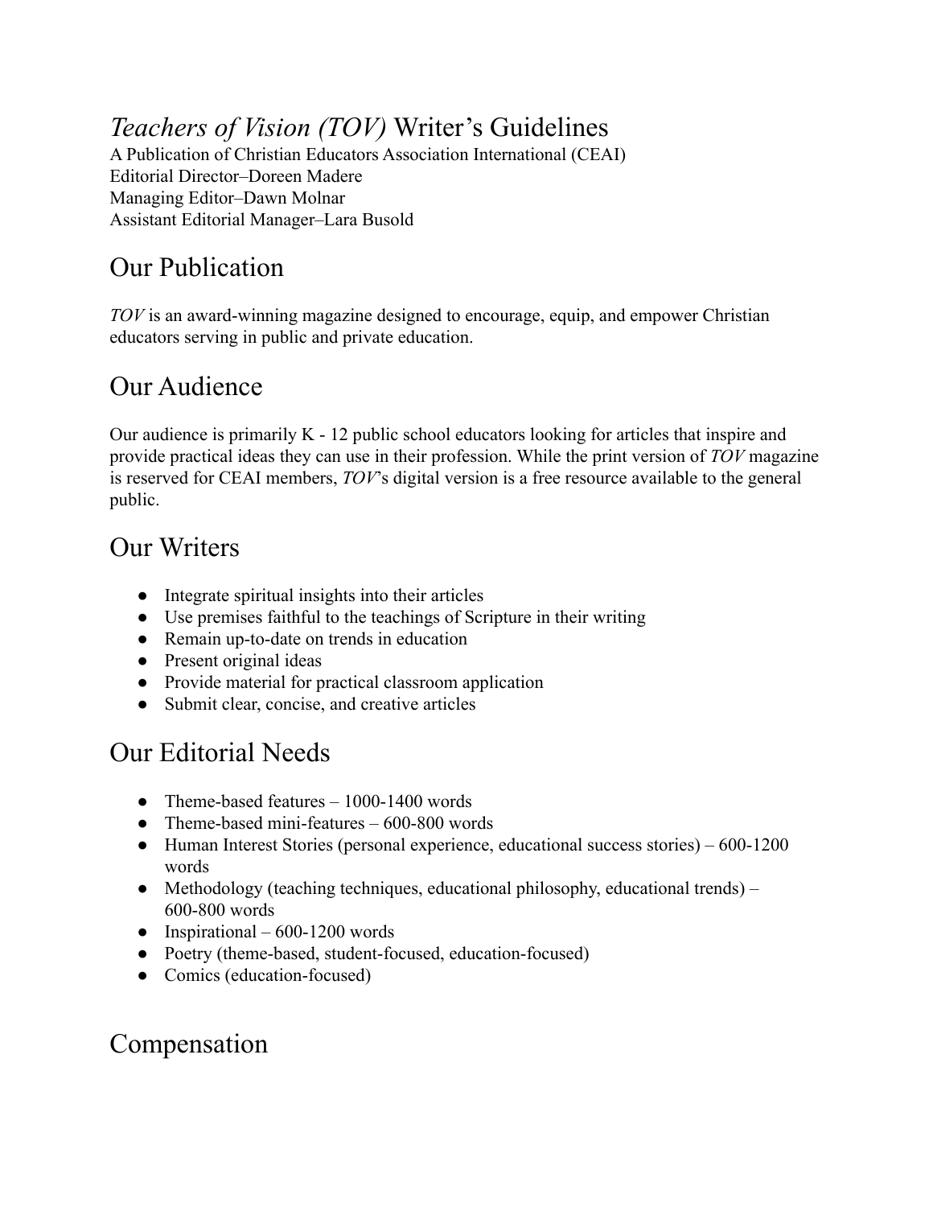# *Teachers of Vision (TOV)* Writer's Guidelines

A Publication of Christian Educators Association International (CEAI)
Editorial Director–Doreen Madere
Managing Editor–Dawn Molnar
Assistant Editorial Manager–Lara Busold

## Our Publication

*TOV* is an award-winning magazine designed to encourage, equip, and empower Christian educators serving in public and private education.

## Our Audience

Our audience is primarily K - 12 public school educators looking for articles that inspire and provide practical ideas they can use in their profession. While the print version of *TOV* magazine is reserved for CEAI members, *TOV*'s digital version is a free resource available to the general public.

## Our Writers

- Integrate spiritual insights into their articles
- Use premises faithful to the teachings of Scripture in their writing
- Remain up-to-date on trends in education
- Present original ideas
- Provide material for practical classroom application
- Submit clear, concise, and creative articles

## Our Editorial Needs

- Theme-based features – 1000-1400 words
- Theme-based mini-features – 600-800 words
- Human Interest Stories (personal experience, educational success stories) – 600-1200 words
- Methodology (teaching techniques, educational philosophy, educational trends) – 600-800 words
- Inspirational – 600-1200 words
- Poetry (theme-based, student-focused, education-focused)
- Comics (education-focused)

## Compensation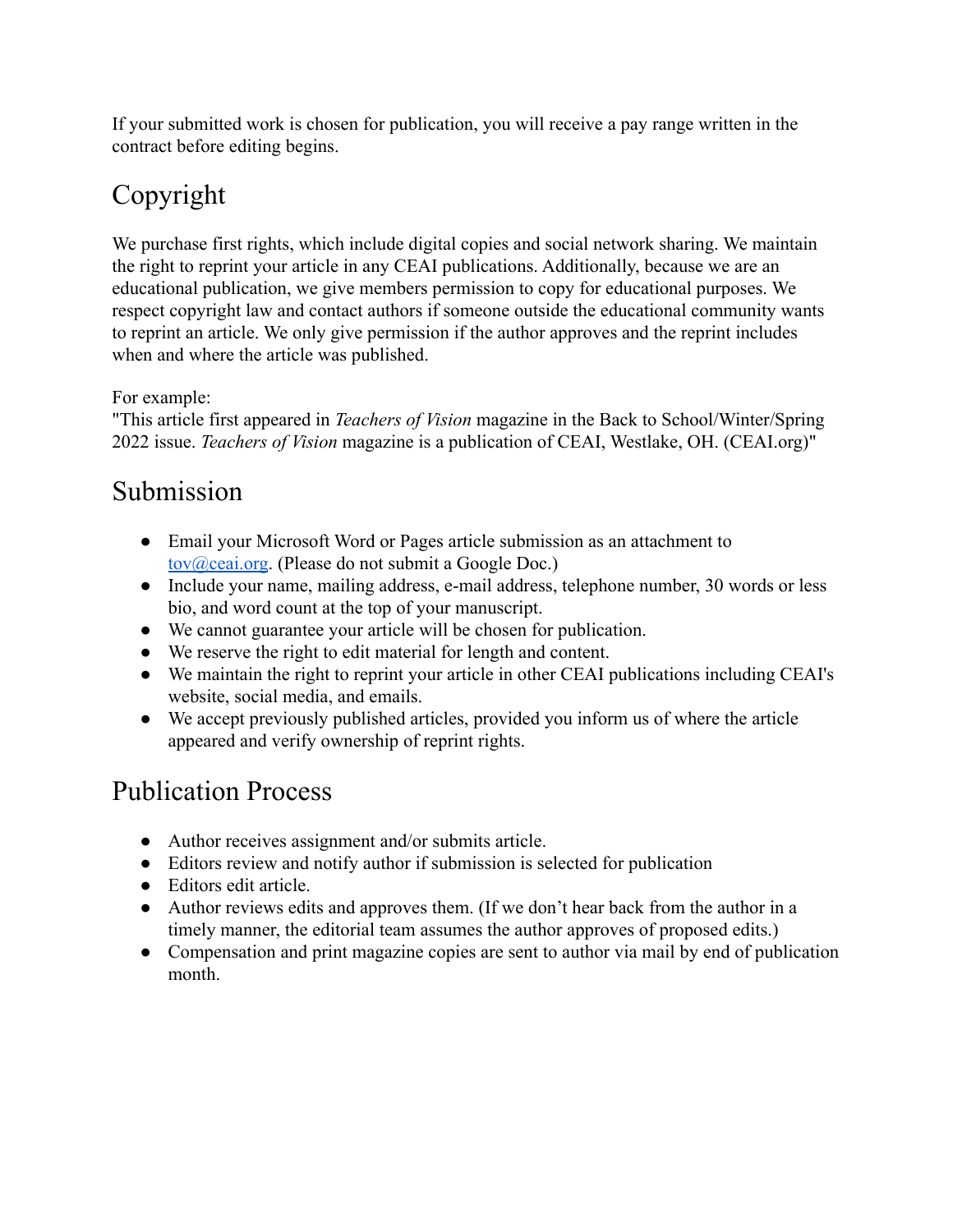If your submitted work is chosen for publication, you will receive a pay range written in the contract before editing begins.

## Copyright

We purchase first rights, which include digital copies and social network sharing. We maintain the right to reprint your article in any CEAI publications. Additionally, because we are an educational publication, we give members permission to copy for educational purposes. We respect copyright law and contact authors if someone outside the educational community wants to reprint an article. We only give permission if the author approves and the reprint includes when and where the article was published.

For example:
"This article first appeared in *Teachers of Vision* magazine in the Back to School/Winter/Spring 2022 issue. *Teachers of Vision* magazine is a publication of CEAI, Westlake, OH. (CEAI.org)"

## Submission

- Email your Microsoft Word or Pages article submission as an attachment to [tov@ceai.org](mailto:tov@ceai.org). (Please do not submit a Google Doc.)
- Include your name, mailing address, e-mail address, telephone number, 30 words or less bio, and word count at the top of your manuscript.
- We cannot guarantee your article will be chosen for publication.
- We reserve the right to edit material for length and content.
- We maintain the right to reprint your article in other CEAI publications including CEAI's website, social media, and emails.
- We accept previously published articles, provided you inform us of where the article appeared and verify ownership of reprint rights.

## Publication Process

- Author receives assignment and/or submits article.
- Editors review and notify author if submission is selected for publication
- Editors edit article.
- Author reviews edits and approves them. (If we don't hear back from the author in a timely manner, the editorial team assumes the author approves of proposed edits.)
- Compensation and print magazine copies are sent to author via mail by end of publication month.